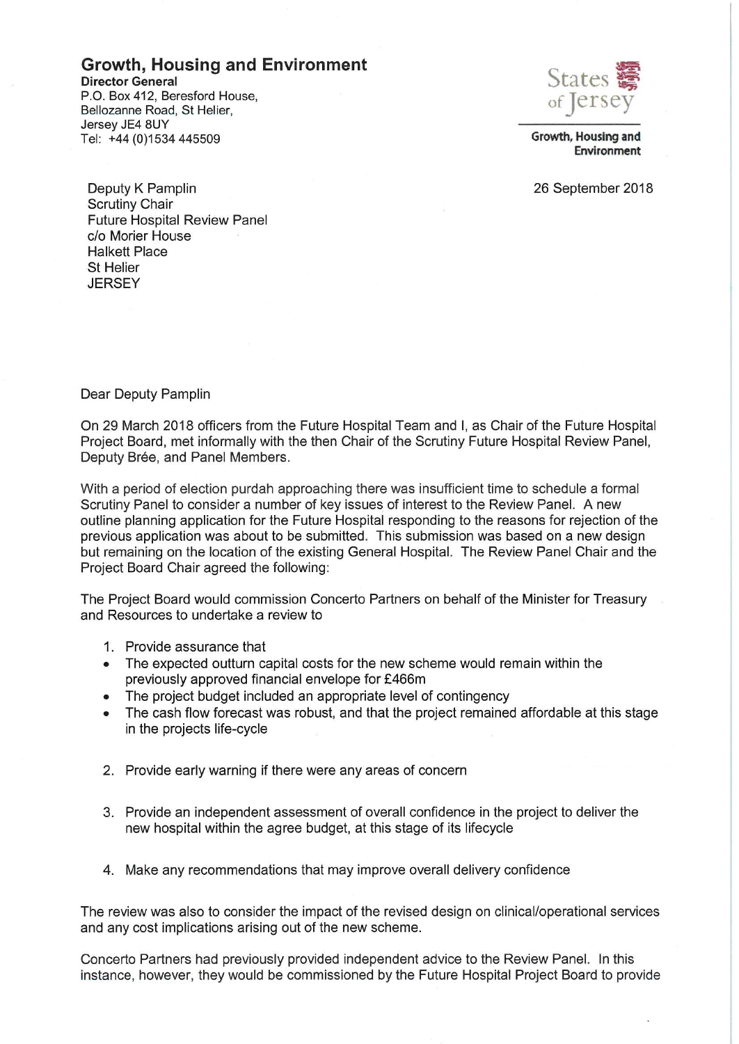**Growth, Housing and Environment**
**Director General**
P.O. Box 412, Beresford House,
Bellozanne Road, St Helier,
Jersey JE4 8UY
Tel: +44 (0)1534 445509

States of Jersey

**Growth, Housing and Environment**

26 September 2018

Deputy K Pamplin
Scrutiny Chair
Future Hospital Review Panel
c/o Morier House
Halkett Place
St Helier
JERSEY

Dear Deputy Pamplin

On 29 March 2018 officers from the Future Hospital Team and I, as Chair of the Future Hospital Project Board, met informally with the then Chair of the Scrutiny Future Hospital Review Panel, Deputy Brée, and Panel Members.

With a period of election purdah approaching there was insufficient time to schedule a formal Scrutiny Panel to consider a number of key issues of interest to the Review Panel. A new outline planning application for the Future Hospital responding to the reasons for rejection of the previous application was about to be submitted. This submission was based on a new design but remaining on the location of the existing General Hospital. The Review Panel Chair and the Project Board Chair agreed the following:

The Project Board would commission Concerto Partners on behalf of the Minister for Treasury and Resources to undertake a review to

1. Provide assurance that
- The expected outturn capital costs for the new scheme would remain within the previously approved financial envelope for £466m
- The project budget included an appropriate level of contingency
- The cash flow forecast was robust, and that the project remained affordable at this stage in the projects life-cycle

2. Provide early warning if there were any areas of concern

3. Provide an independent assessment of overall confidence in the project to deliver the new hospital within the agree budget, at this stage of its lifecycle

4. Make any recommendations that may improve overall delivery confidence

The review was also to consider the impact of the revised design on clinical/operational services and any cost implications arising out of the new scheme.

Concerto Partners had previously provided independent advice to the Review Panel. In this instance, however, they would be commissioned by the Future Hospital Project Board to provide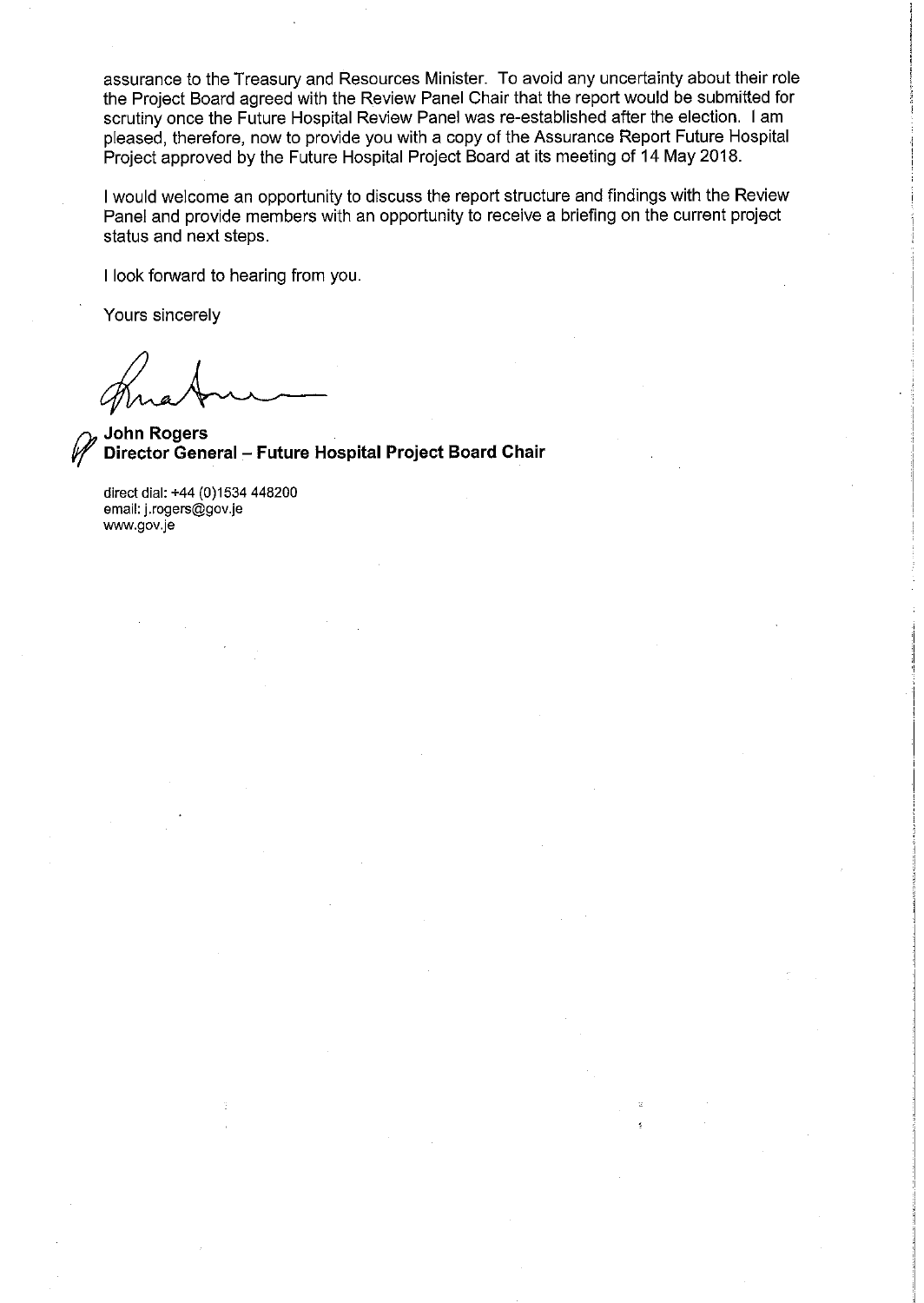assurance to the Treasury and Resources Minister. To avoid any uncertainty about their role the Project Board agreed with the Review Panel Chair that the report would be submitted for scrutiny once the Future Hospital Review Panel was re-established after the election. I am pleased, therefore, now to provide you with a copy of the Assurance Report Future Hospital Project approved by the Future Hospital Project Board at its meeting of 14 May 2018.

I would welcome an opportunity to discuss the report structure and findings with the Review Panel and provide members with an opportunity to receive a briefing on the current project status and next steps.

I look forward to hearing from you.

Yours sincerely

**John Rogers**
**Director General – Future Hospital Project Board Chair**

direct dial: +44 (0)1534 448200
email: j.rogers@gov.je
www.gov.je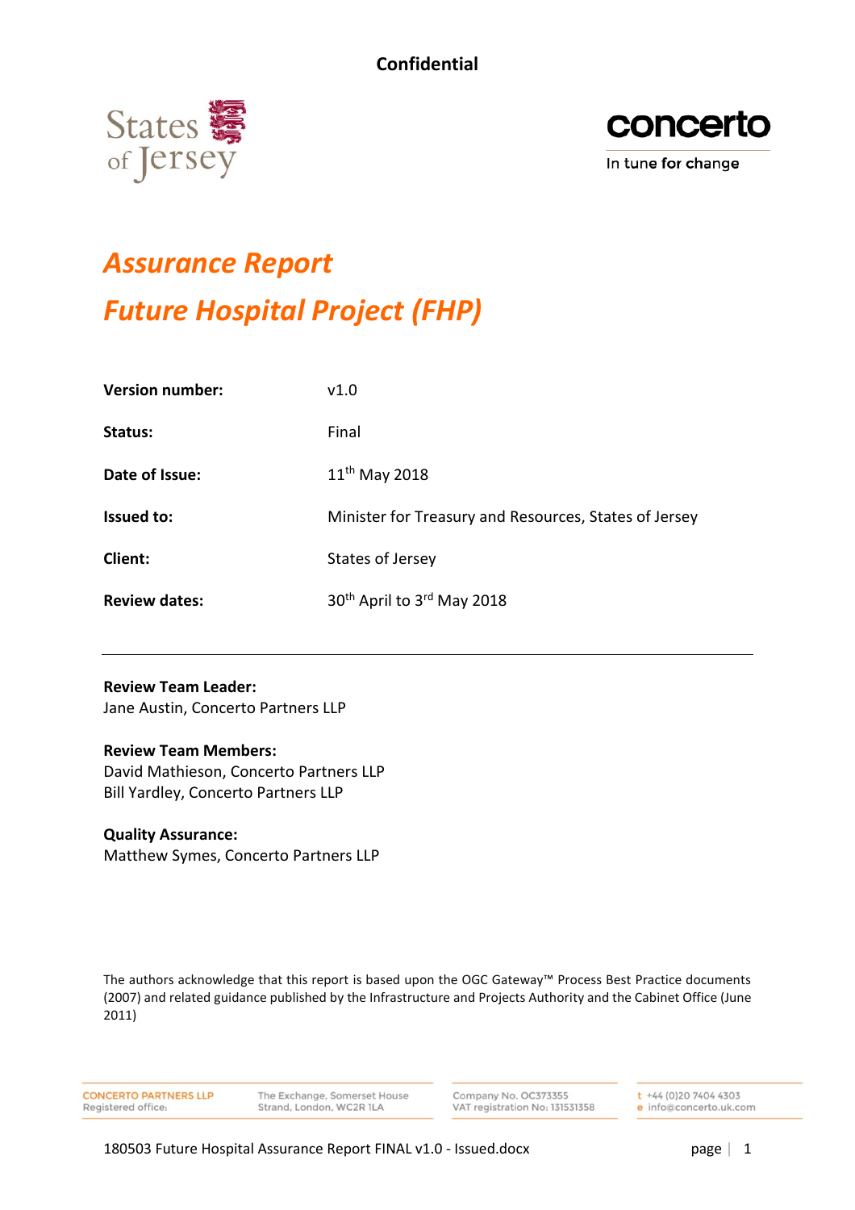**Confidential**

States of Jersey

concerto
In tune for change

# *Assurance Report*

# *Future Hospital Project (FHP)*

| | |
|---|---|
| **Version number:** | v1.0 |
| **Status:** | Final |
| **Date of Issue:** | 11th May 2018 |
| **Issued to:** | Minister for Treasury and Resources, States of Jersey |
| **Client:** | States of Jersey |
| **Review dates:** | 30th April to 3rd May 2018 |

---

**Review Team Leader:**
Jane Austin, Concerto Partners LLP

**Review Team Members:**
David Mathieson, Concerto Partners LLP
Bill Yardley, Concerto Partners LLP

**Quality Assurance:**
Matthew Symes, Concerto Partners LLP

The authors acknowledge that this report is based upon the OGC Gateway™ Process Best Practice documents (2007) and related guidance published by the Infrastructure and Projects Authority and the Cabinet Office (June 2011)

CONCERTO PARTNERS LLP Registered office: The Exchange, Somerset House Strand, London, WC2R 1LA | Company No. OC373355 VAT registration No: 131531358 | t +44 (0)20 7404 4303 e info@concerto.uk.com

180503 Future Hospital Assurance Report FINAL v1.0 - Issued.docx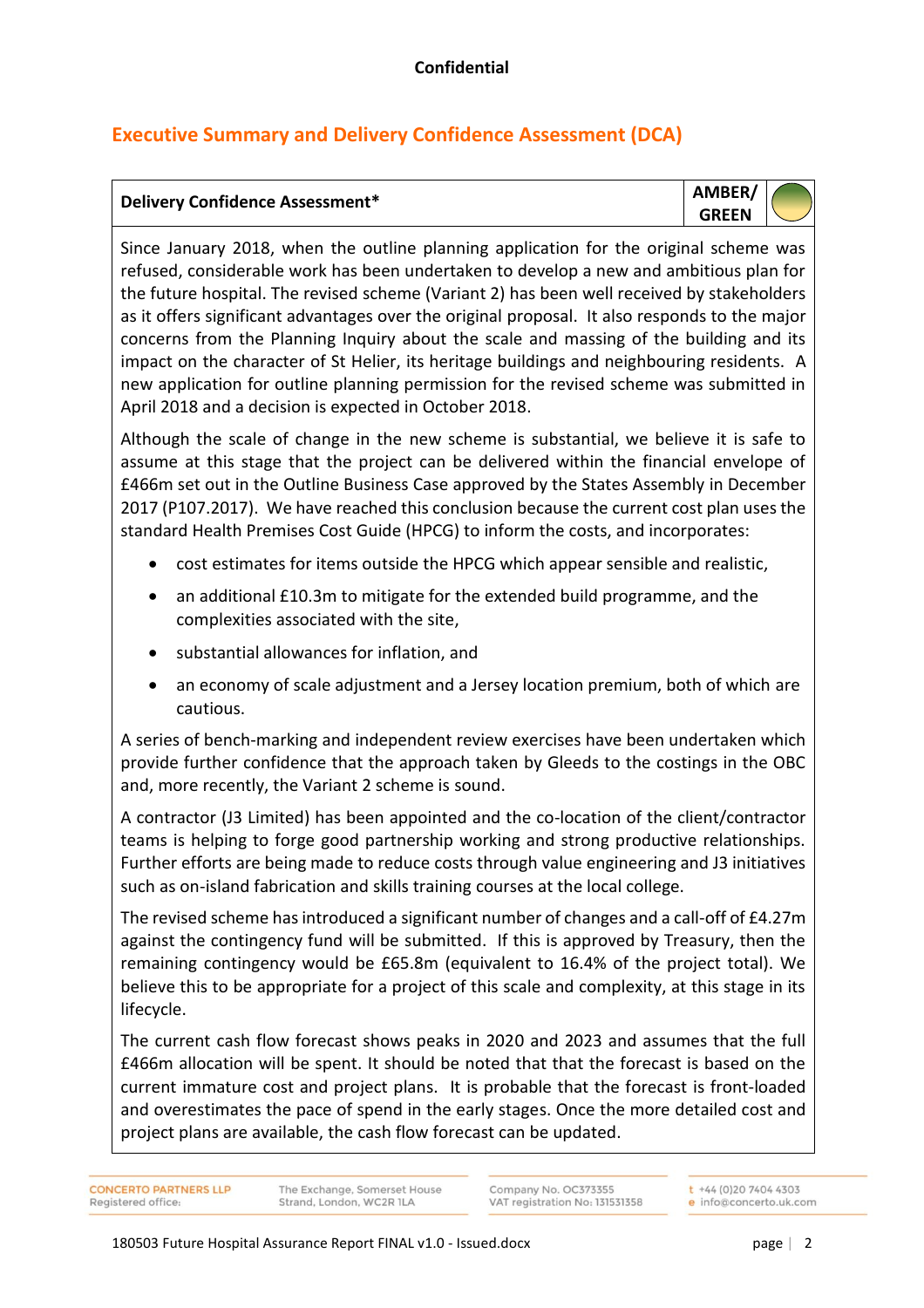## Executive Summary and Delivery Confidence Assessment (DCA)

| Delivery Confidence Assessment* | AMBER/ GREEN |
| --- | --- |

Since January 2018, when the outline planning application for the original scheme was refused, considerable work has been undertaken to develop a new and ambitious plan for the future hospital. The revised scheme (Variant 2) has been well received by stakeholders as it offers significant advantages over the original proposal. It also responds to the major concerns from the Planning Inquiry about the scale and massing of the building and its impact on the character of St Helier, its heritage buildings and neighbouring residents. A new application for outline planning permission for the revised scheme was submitted in April 2018 and a decision is expected in October 2018.

Although the scale of change in the new scheme is substantial, we believe it is safe to assume at this stage that the project can be delivered within the financial envelope of £466m set out in the Outline Business Case approved by the States Assembly in December 2017 (P107.2017). We have reached this conclusion because the current cost plan uses the standard Health Premises Cost Guide (HPCG) to inform the costs, and incorporates:

- cost estimates for items outside the HPCG which appear sensible and realistic,
- an additional £10.3m to mitigate for the extended build programme, and the complexities associated with the site,
- substantial allowances for inflation, and
- an economy of scale adjustment and a Jersey location premium, both of which are cautious.

A series of bench-marking and independent review exercises have been undertaken which provide further confidence that the approach taken by Gleeds to the costings in the OBC and, more recently, the Variant 2 scheme is sound.

A contractor (J3 Limited) has been appointed and the co-location of the client/contractor teams is helping to forge good partnership working and strong productive relationships. Further efforts are being made to reduce costs through value engineering and J3 initiatives such as on-island fabrication and skills training courses at the local college.

The revised scheme has introduced a significant number of changes and a call-off of £4.27m against the contingency fund will be submitted. If this is approved by Treasury, then the remaining contingency would be £65.8m (equivalent to 16.4% of the project total). We believe this to be appropriate for a project of this scale and complexity, at this stage in its lifecycle.

The current cash flow forecast shows peaks in 2020 and 2023 and assumes that the full £466m allocation will be spent. It should be noted that that the forecast is based on the current immature cost and project plans. It is probable that the forecast is front-loaded and overestimates the pace of spend in the early stages. Once the more detailed cost and project plans are available, the cash flow forecast can be updated.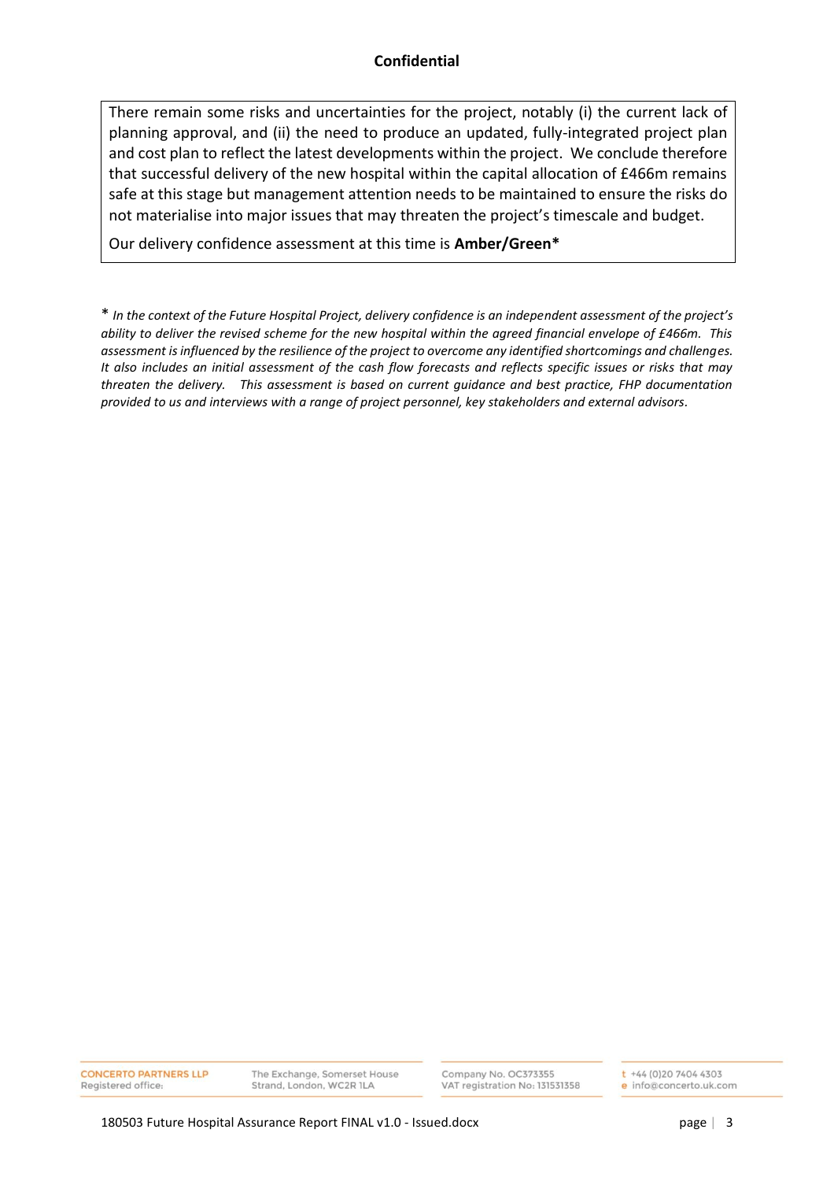There remain some risks and uncertainties for the project, notably (i) the current lack of planning approval, and (ii) the need to produce an updated, fully-integrated project plan and cost plan to reflect the latest developments within the project. We conclude therefore that successful delivery of the new hospital within the capital allocation of £466m remains safe at this stage but management attention needs to be maintained to ensure the risks do not materialise into major issues that may threaten the project's timescale and budget.

Our delivery confidence assessment at this time is **Amber/Green***

\* *In the context of the Future Hospital Project, delivery confidence is an independent assessment of the project's ability to deliver the revised scheme for the new hospital within the agreed financial envelope of £466m. This assessment is influenced by the resilience of the project to overcome any identified shortcomings and challenges. It also includes an initial assessment of the cash flow forecasts and reflects specific issues or risks that may threaten the delivery. This assessment is based on current guidance and best practice, FHP documentation provided to us and interviews with a range of project personnel, key stakeholders and external advisors.*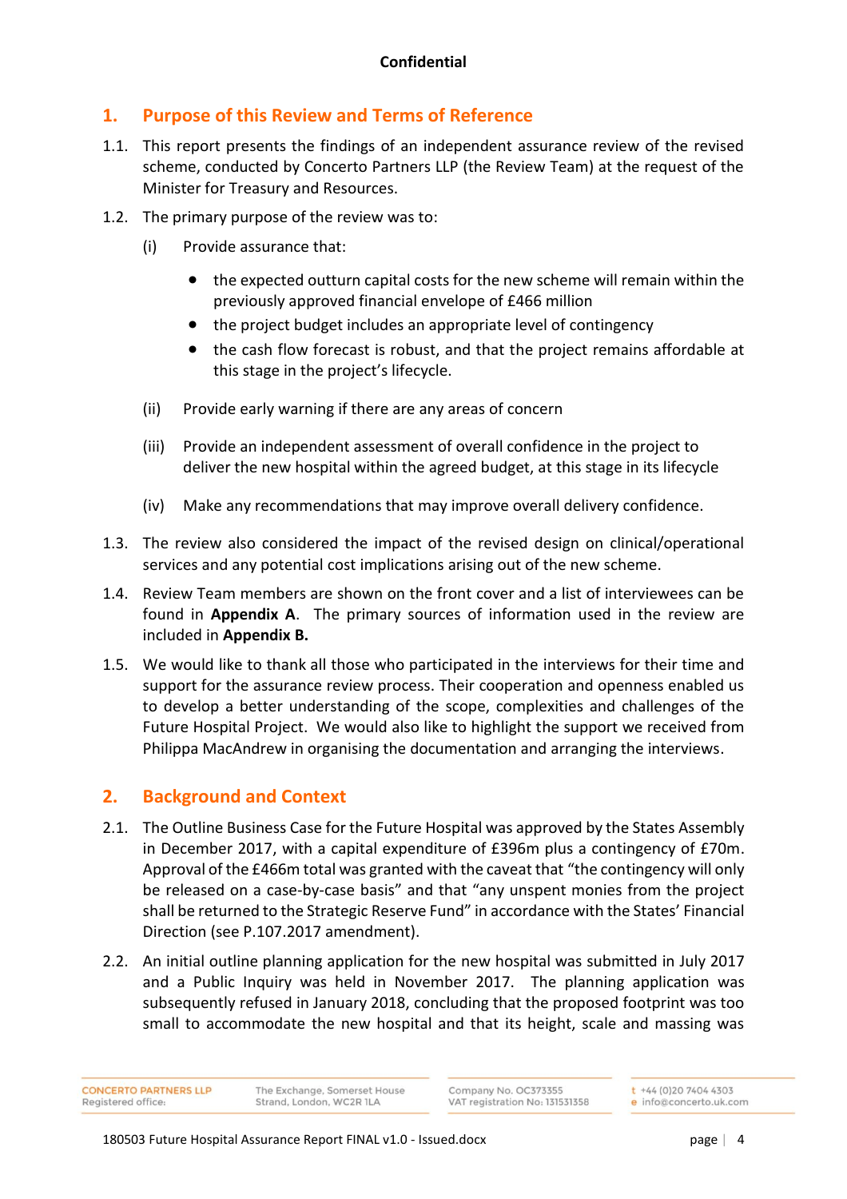## 1. Purpose of this Review and Terms of Reference

1.1. This report presents the findings of an independent assurance review of the revised scheme, conducted by Concerto Partners LLP (the Review Team) at the request of the Minister for Treasury and Resources.

1.2. The primary purpose of the review was to:

(i) Provide assurance that:

- the expected outturn capital costs for the new scheme will remain within the previously approved financial envelope of £466 million
- the project budget includes an appropriate level of contingency
- the cash flow forecast is robust, and that the project remains affordable at this stage in the project's lifecycle.

(ii) Provide early warning if there are any areas of concern

(iii) Provide an independent assessment of overall confidence in the project to deliver the new hospital within the agreed budget, at this stage in its lifecycle

(iv) Make any recommendations that may improve overall delivery confidence.

1.3. The review also considered the impact of the revised design on clinical/operational services and any potential cost implications arising out of the new scheme.

1.4. Review Team members are shown on the front cover and a list of interviewees can be found in **Appendix A**. The primary sources of information used in the review are included in **Appendix B.**

1.5. We would like to thank all those who participated in the interviews for their time and support for the assurance review process. Their cooperation and openness enabled us to develop a better understanding of the scope, complexities and challenges of the Future Hospital Project. We would also like to highlight the support we received from Philippa MacAndrew in organising the documentation and arranging the interviews.

## 2. Background and Context

2.1. The Outline Business Case for the Future Hospital was approved by the States Assembly in December 2017, with a capital expenditure of £396m plus a contingency of £70m. Approval of the £466m total was granted with the caveat that "the contingency will only be released on a case-by-case basis" and that "any unspent monies from the project shall be returned to the Strategic Reserve Fund" in accordance with the States' Financial Direction (see P.107.2017 amendment).

2.2. An initial outline planning application for the new hospital was submitted in July 2017 and a Public Inquiry was held in November 2017. The planning application was subsequently refused in January 2018, concluding that the proposed footprint was too small to accommodate the new hospital and that its height, scale and massing was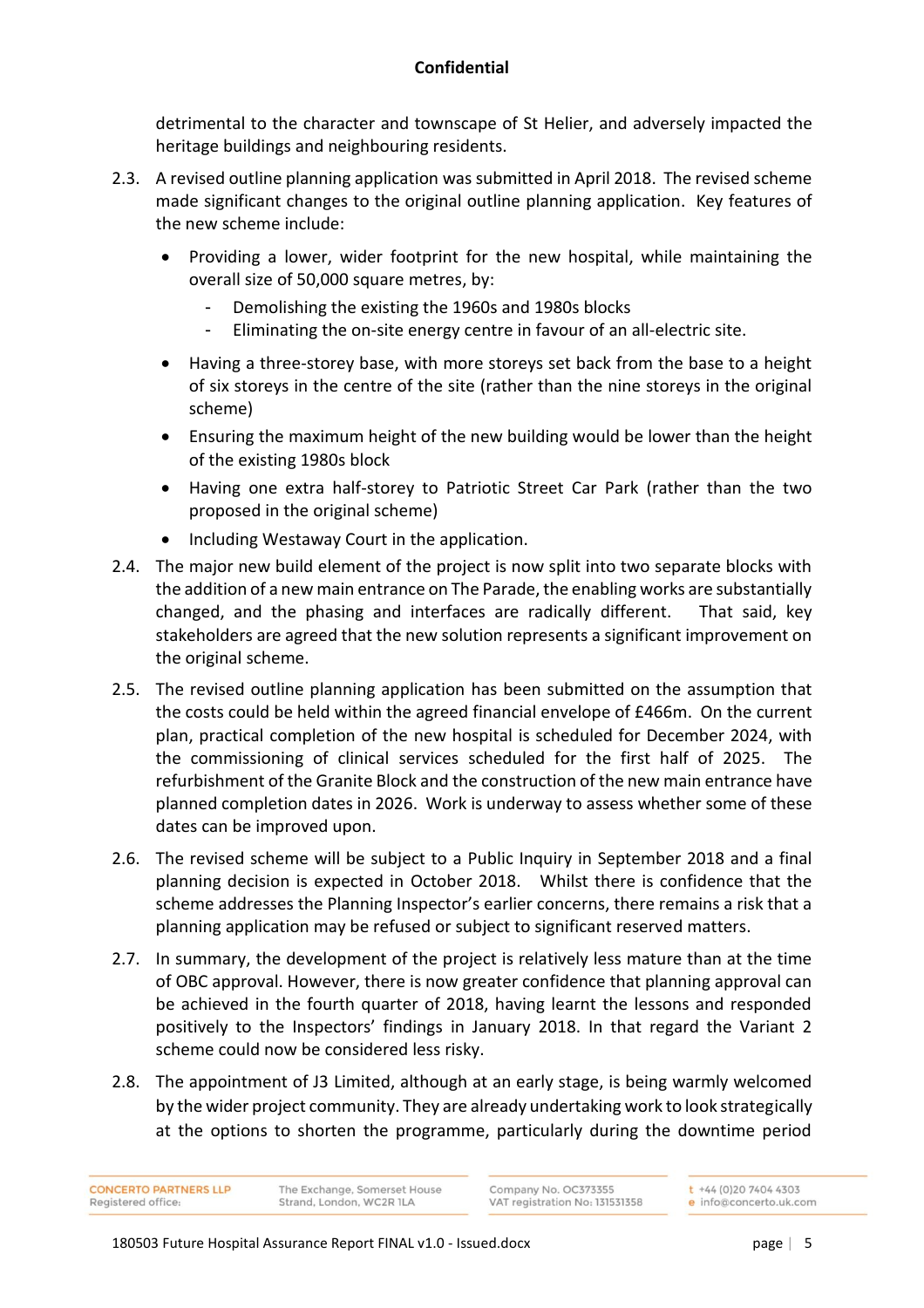detrimental to the character and townscape of St Helier, and adversely impacted the heritage buildings and neighbouring residents.

2.3. A revised outline planning application was submitted in April 2018. The revised scheme made significant changes to the original outline planning application. Key features of the new scheme include:

- Providing a lower, wider footprint for the new hospital, while maintaining the overall size of 50,000 square metres, by:
  - Demolishing the existing the 1960s and 1980s blocks
  - Eliminating the on-site energy centre in favour of an all-electric site.
- Having a three-storey base, with more storeys set back from the base to a height of six storeys in the centre of the site (rather than the nine storeys in the original scheme)
- Ensuring the maximum height of the new building would be lower than the height of the existing 1980s block
- Having one extra half-storey to Patriotic Street Car Park (rather than the two proposed in the original scheme)
- Including Westaway Court in the application.

2.4. The major new build element of the project is now split into two separate blocks with the addition of a new main entrance on The Parade, the enabling works are substantially changed, and the phasing and interfaces are radically different. That said, key stakeholders are agreed that the new solution represents a significant improvement on the original scheme.

2.5. The revised outline planning application has been submitted on the assumption that the costs could be held within the agreed financial envelope of £466m. On the current plan, practical completion of the new hospital is scheduled for December 2024, with the commissioning of clinical services scheduled for the first half of 2025. The refurbishment of the Granite Block and the construction of the new main entrance have planned completion dates in 2026. Work is underway to assess whether some of these dates can be improved upon.

2.6. The revised scheme will be subject to a Public Inquiry in September 2018 and a final planning decision is expected in October 2018. Whilst there is confidence that the scheme addresses the Planning Inspector's earlier concerns, there remains a risk that a planning application may be refused or subject to significant reserved matters.

2.7. In summary, the development of the project is relatively less mature than at the time of OBC approval. However, there is now greater confidence that planning approval can be achieved in the fourth quarter of 2018, having learnt the lessons and responded positively to the Inspectors' findings in January 2018. In that regard the Variant 2 scheme could now be considered less risky.

2.8. The appointment of J3 Limited, although at an early stage, is being warmly welcomed by the wider project community. They are already undertaking work to look strategically at the options to shorten the programme, particularly during the downtime period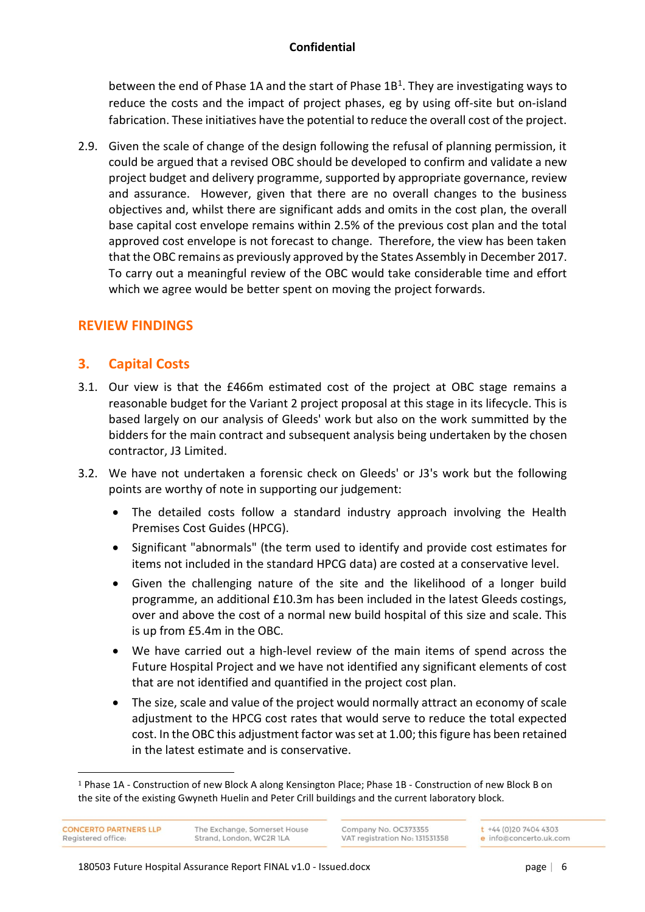between the end of Phase 1A and the start of Phase 1B[1]. They are investigating ways to reduce the costs and the impact of project phases, eg by using off-site but on-island fabrication. These initiatives have the potential to reduce the overall cost of the project.

2.9. Given the scale of change of the design following the refusal of planning permission, it could be argued that a revised OBC should be developed to confirm and validate a new project budget and delivery programme, supported by appropriate governance, review and assurance. However, given that there are no overall changes to the business objectives and, whilst there are significant adds and omits in the cost plan, the overall base capital cost envelope remains within 2.5% of the previous cost plan and the total approved cost envelope is not forecast to change. Therefore, the view has been taken that the OBC remains as previously approved by the States Assembly in December 2017. To carry out a meaningful review of the OBC would take considerable time and effort which we agree would be better spent on moving the project forwards.

## REVIEW FINDINGS

## 3. Capital Costs

3.1. Our view is that the £466m estimated cost of the project at OBC stage remains a reasonable budget for the Variant 2 project proposal at this stage in its lifecycle. This is based largely on our analysis of Gleeds' work but also on the work summitted by the bidders for the main contract and subsequent analysis being undertaken by the chosen contractor, J3 Limited.

3.2. We have not undertaken a forensic check on Gleeds' or J3's work but the following points are worthy of note in supporting our judgement:

- The detailed costs follow a standard industry approach involving the Health Premises Cost Guides (HPCG).
- Significant "abnormals" (the term used to identify and provide cost estimates for items not included in the standard HPCG data) are costed at a conservative level.
- Given the challenging nature of the site and the likelihood of a longer build programme, an additional £10.3m has been included in the latest Gleeds costings, over and above the cost of a normal new build hospital of this size and scale. This is up from £5.4m in the OBC.
- We have carried out a high-level review of the main items of spend across the Future Hospital Project and we have not identified any significant elements of cost that are not identified and quantified in the project cost plan.
- The size, scale and value of the project would normally attract an economy of scale adjustment to the HPCG cost rates that would serve to reduce the total expected cost. In the OBC this adjustment factor was set at 1.00; this figure has been retained in the latest estimate and is conservative.

[1] Phase 1A - Construction of new Block A along Kensington Place; Phase 1B - Construction of new Block B on the site of the existing Gwyneth Huelin and Peter Crill buildings and the current laboratory block.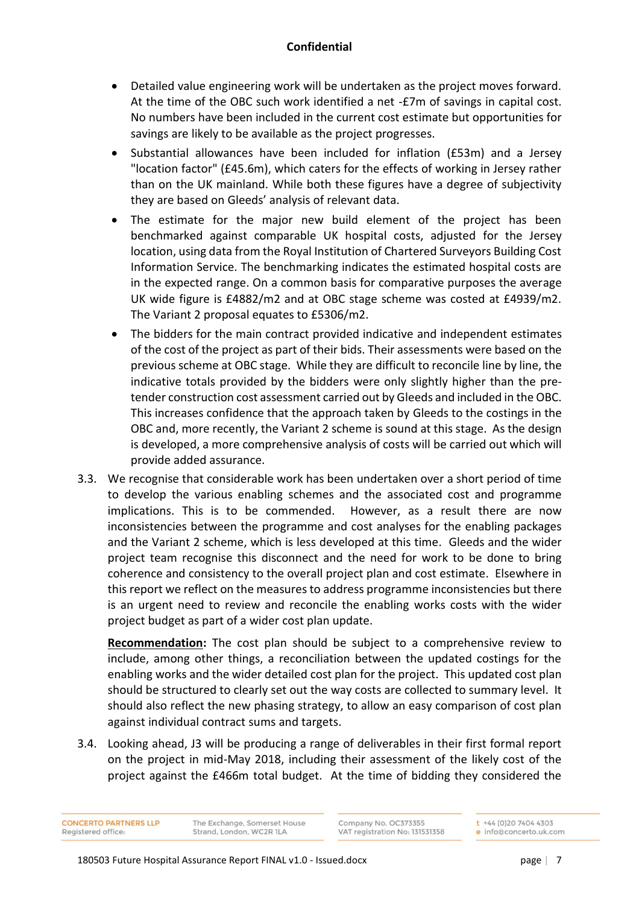- Detailed value engineering work will be undertaken as the project moves forward. At the time of the OBC such work identified a net -£7m of savings in capital cost. No numbers have been included in the current cost estimate but opportunities for savings are likely to be available as the project progresses.
- Substantial allowances have been included for inflation (£53m) and a Jersey "location factor" (£45.6m), which caters for the effects of working in Jersey rather than on the UK mainland. While both these figures have a degree of subjectivity they are based on Gleeds' analysis of relevant data.
- The estimate for the major new build element of the project has been benchmarked against comparable UK hospital costs, adjusted for the Jersey location, using data from the Royal Institution of Chartered Surveyors Building Cost Information Service. The benchmarking indicates the estimated hospital costs are in the expected range. On a common basis for comparative purposes the average UK wide figure is £4882/m2 and at OBC stage scheme was costed at £4939/m2. The Variant 2 proposal equates to £5306/m2.
- The bidders for the main contract provided indicative and independent estimates of the cost of the project as part of their bids. Their assessments were based on the previous scheme at OBC stage. While they are difficult to reconcile line by line, the indicative totals provided by the bidders were only slightly higher than the pre-tender construction cost assessment carried out by Gleeds and included in the OBC. This increases confidence that the approach taken by Gleeds to the costings in the OBC and, more recently, the Variant 2 scheme is sound at this stage. As the design is developed, a more comprehensive analysis of costs will be carried out which will provide added assurance.

3.3. We recognise that considerable work has been undertaken over a short period of time to develop the various enabling schemes and the associated cost and programme implications. This is to be commended. However, as a result there are now inconsistencies between the programme and cost analyses for the enabling packages and the Variant 2 scheme, which is less developed at this time. Gleeds and the wider project team recognise this disconnect and the need for work to be done to bring coherence and consistency to the overall project plan and cost estimate. Elsewhere in this report we reflect on the measures to address programme inconsistencies but there is an urgent need to review and reconcile the enabling works costs with the wider project budget as part of a wider cost plan update.

**Recommendation:** The cost plan should be subject to a comprehensive review to include, among other things, a reconciliation between the updated costings for the enabling works and the wider detailed cost plan for the project. This updated cost plan should be structured to clearly set out the way costs are collected to summary level. It should also reflect the new phasing strategy, to allow an easy comparison of cost plan against individual contract sums and targets.

3.4. Looking ahead, J3 will be producing a range of deliverables in their first formal report on the project in mid-May 2018, including their assessment of the likely cost of the project against the £466m total budget. At the time of bidding they considered the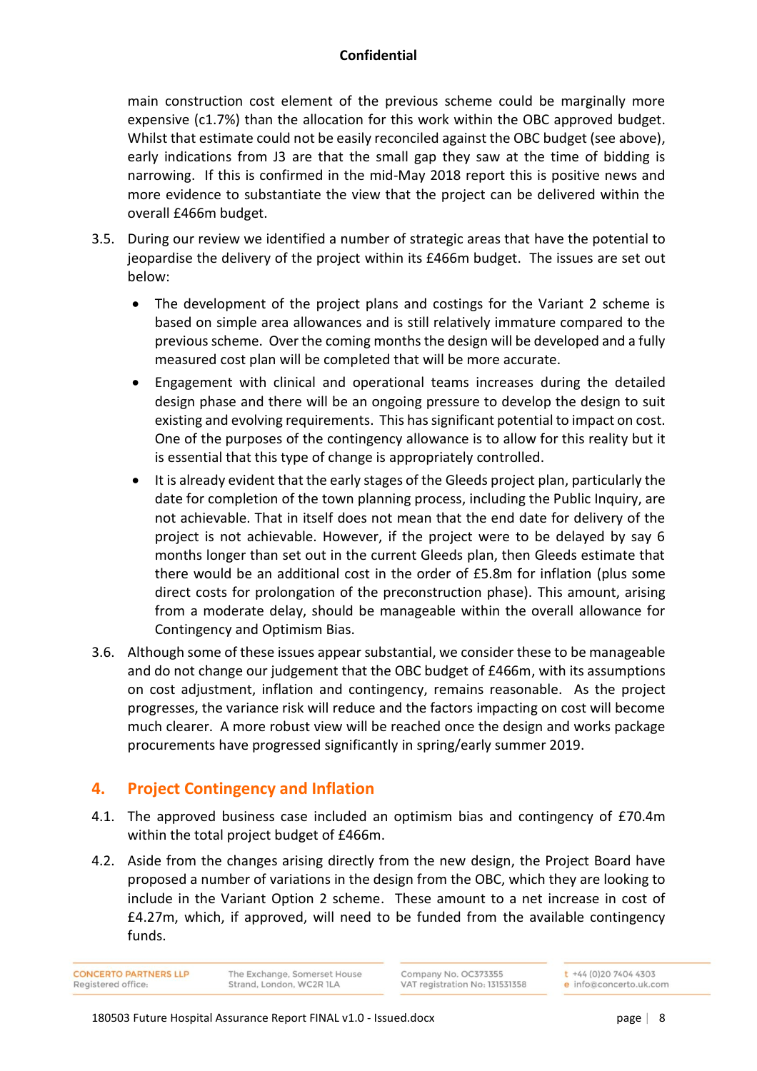main construction cost element of the previous scheme could be marginally more expensive (c1.7%) than the allocation for this work within the OBC approved budget. Whilst that estimate could not be easily reconciled against the OBC budget (see above), early indications from J3 are that the small gap they saw at the time of bidding is narrowing. If this is confirmed in the mid-May 2018 report this is positive news and more evidence to substantiate the view that the project can be delivered within the overall £466m budget.

3.5. During our review we identified a number of strategic areas that have the potential to jeopardise the delivery of the project within its £466m budget. The issues are set out below:

- The development of the project plans and costings for the Variant 2 scheme is based on simple area allowances and is still relatively immature compared to the previous scheme. Over the coming months the design will be developed and a fully measured cost plan will be completed that will be more accurate.
- Engagement with clinical and operational teams increases during the detailed design phase and there will be an ongoing pressure to develop the design to suit existing and evolving requirements. This has significant potential to impact on cost. One of the purposes of the contingency allowance is to allow for this reality but it is essential that this type of change is appropriately controlled.
- It is already evident that the early stages of the Gleeds project plan, particularly the date for completion of the town planning process, including the Public Inquiry, are not achievable. That in itself does not mean that the end date for delivery of the project is not achievable. However, if the project were to be delayed by say 6 months longer than set out in the current Gleeds plan, then Gleeds estimate that there would be an additional cost in the order of £5.8m for inflation (plus some direct costs for prolongation of the preconstruction phase). This amount, arising from a moderate delay, should be manageable within the overall allowance for Contingency and Optimism Bias.

3.6. Although some of these issues appear substantial, we consider these to be manageable and do not change our judgement that the OBC budget of £466m, with its assumptions on cost adjustment, inflation and contingency, remains reasonable. As the project progresses, the variance risk will reduce and the factors impacting on cost will become much clearer. A more robust view will be reached once the design and works package procurements have progressed significantly in spring/early summer 2019.

## 4. Project Contingency and Inflation

4.1. The approved business case included an optimism bias and contingency of £70.4m within the total project budget of £466m.

4.2. Aside from the changes arising directly from the new design, the Project Board have proposed a number of variations in the design from the OBC, which they are looking to include in the Variant Option 2 scheme. These amount to a net increase in cost of £4.27m, which, if approved, will need to be funded from the available contingency funds.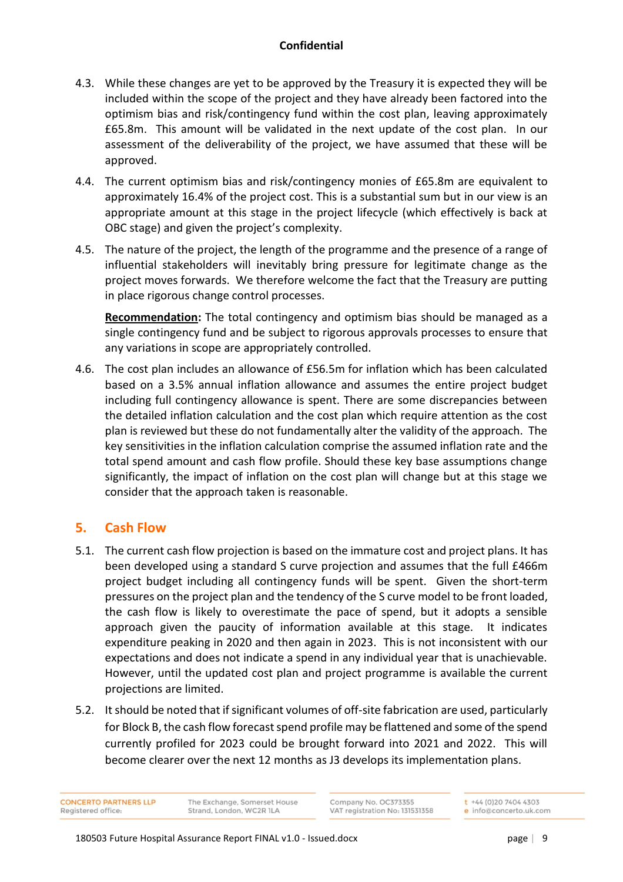**Confidential**

4.3. While these changes are yet to be approved by the Treasury it is expected they will be included within the scope of the project and they have already been factored into the optimism bias and risk/contingency fund within the cost plan, leaving approximately £65.8m. This amount will be validated in the next update of the cost plan. In our assessment of the deliverability of the project, we have assumed that these will be approved.

4.4. The current optimism bias and risk/contingency monies of £65.8m are equivalent to approximately 16.4% of the project cost. This is a substantial sum but in our view is an appropriate amount at this stage in the project lifecycle (which effectively is back at OBC stage) and given the project's complexity.

4.5. The nature of the project, the length of the programme and the presence of a range of influential stakeholders will inevitably bring pressure for legitimate change as the project moves forwards. We therefore welcome the fact that the Treasury are putting in place rigorous change control processes.

**Recommendation:** The total contingency and optimism bias should be managed as a single contingency fund and be subject to rigorous approvals processes to ensure that any variations in scope are appropriately controlled.

4.6. The cost plan includes an allowance of £56.5m for inflation which has been calculated based on a 3.5% annual inflation allowance and assumes the entire project budget including full contingency allowance is spent. There are some discrepancies between the detailed inflation calculation and the cost plan which require attention as the cost plan is reviewed but these do not fundamentally alter the validity of the approach. The key sensitivities in the inflation calculation comprise the assumed inflation rate and the total spend amount and cash flow profile. Should these key base assumptions change significantly, the impact of inflation on the cost plan will change but at this stage we consider that the approach taken is reasonable.

## 5. Cash Flow

5.1. The current cash flow projection is based on the immature cost and project plans. It has been developed using a standard S curve projection and assumes that the full £466m project budget including all contingency funds will be spent. Given the short-term pressures on the project plan and the tendency of the S curve model to be front loaded, the cash flow is likely to overestimate the pace of spend, but it adopts a sensible approach given the paucity of information available at this stage. It indicates expenditure peaking in 2020 and then again in 2023. This is not inconsistent with our expectations and does not indicate a spend in any individual year that is unachievable. However, until the updated cost plan and project programme is available the current projections are limited.

5.2. It should be noted that if significant volumes of off-site fabrication are used, particularly for Block B, the cash flow forecast spend profile may be flattened and some of the spend currently profiled for 2023 could be brought forward into 2021 and 2022. This will become clearer over the next 12 months as J3 develops its implementation plans.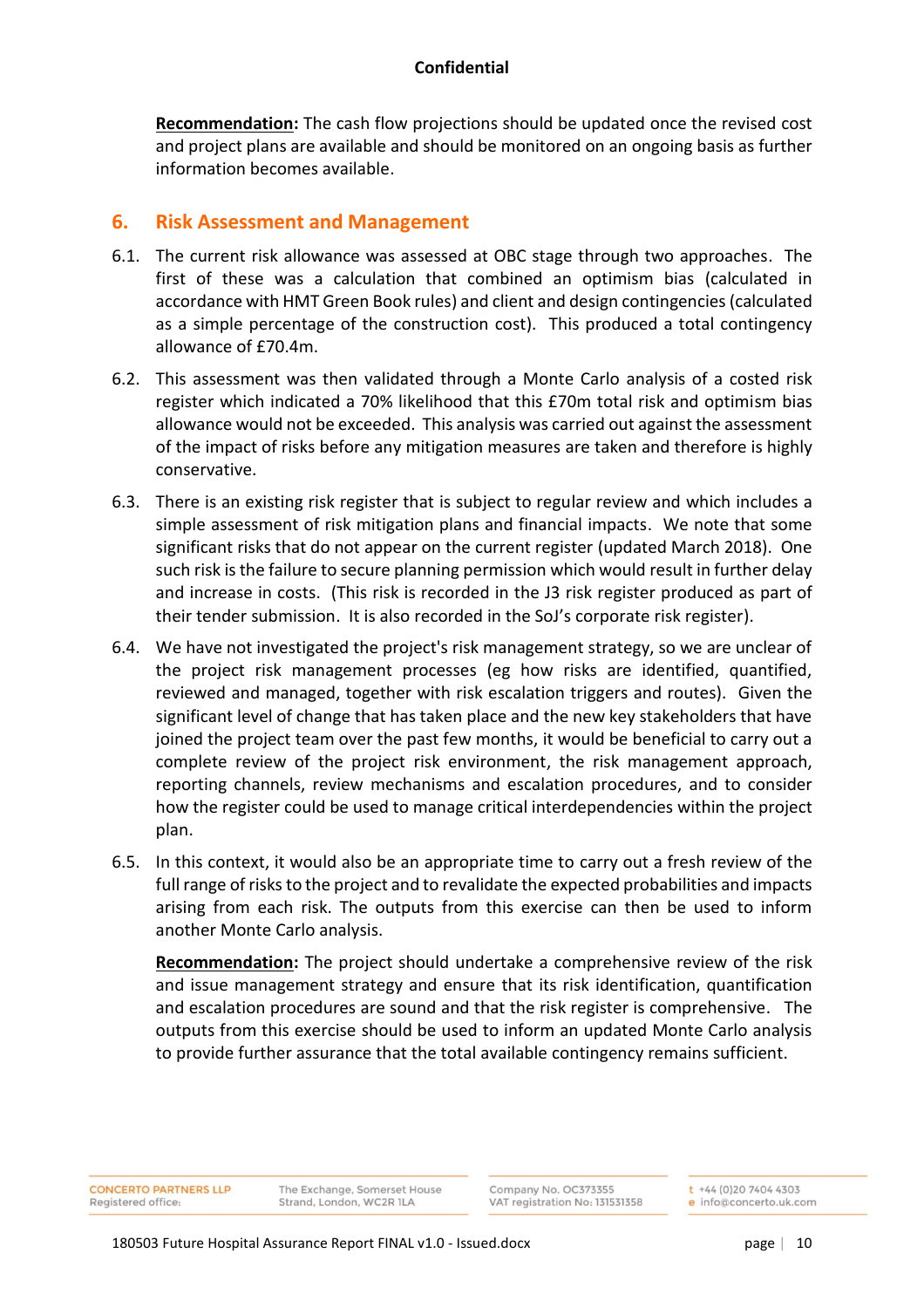**Recommendation:** The cash flow projections should be updated once the revised cost and project plans are available and should be monitored on an ongoing basis as further information becomes available.

## 6. Risk Assessment and Management

6.1. The current risk allowance was assessed at OBC stage through two approaches. The first of these was a calculation that combined an optimism bias (calculated in accordance with HMT Green Book rules) and client and design contingencies (calculated as a simple percentage of the construction cost). This produced a total contingency allowance of £70.4m.

6.2. This assessment was then validated through a Monte Carlo analysis of a costed risk register which indicated a 70% likelihood that this £70m total risk and optimism bias allowance would not be exceeded. This analysis was carried out against the assessment of the impact of risks before any mitigation measures are taken and therefore is highly conservative.

6.3. There is an existing risk register that is subject to regular review and which includes a simple assessment of risk mitigation plans and financial impacts. We note that some significant risks that do not appear on the current register (updated March 2018). One such risk is the failure to secure planning permission which would result in further delay and increase in costs. (This risk is recorded in the J3 risk register produced as part of their tender submission. It is also recorded in the SoJ's corporate risk register).

6.4. We have not investigated the project's risk management strategy, so we are unclear of the project risk management processes (eg how risks are identified, quantified, reviewed and managed, together with risk escalation triggers and routes). Given the significant level of change that has taken place and the new key stakeholders that have joined the project team over the past few months, it would be beneficial to carry out a complete review of the project risk environment, the risk management approach, reporting channels, review mechanisms and escalation procedures, and to consider how the register could be used to manage critical interdependencies within the project plan.

6.5. In this context, it would also be an appropriate time to carry out a fresh review of the full range of risks to the project and to revalidate the expected probabilities and impacts arising from each risk. The outputs from this exercise can then be used to inform another Monte Carlo analysis.

**Recommendation:** The project should undertake a comprehensive review of the risk and issue management strategy and ensure that its risk identification, quantification and escalation procedures are sound and that the risk register is comprehensive. The outputs from this exercise should be used to inform an updated Monte Carlo analysis to provide further assurance that the total available contingency remains sufficient.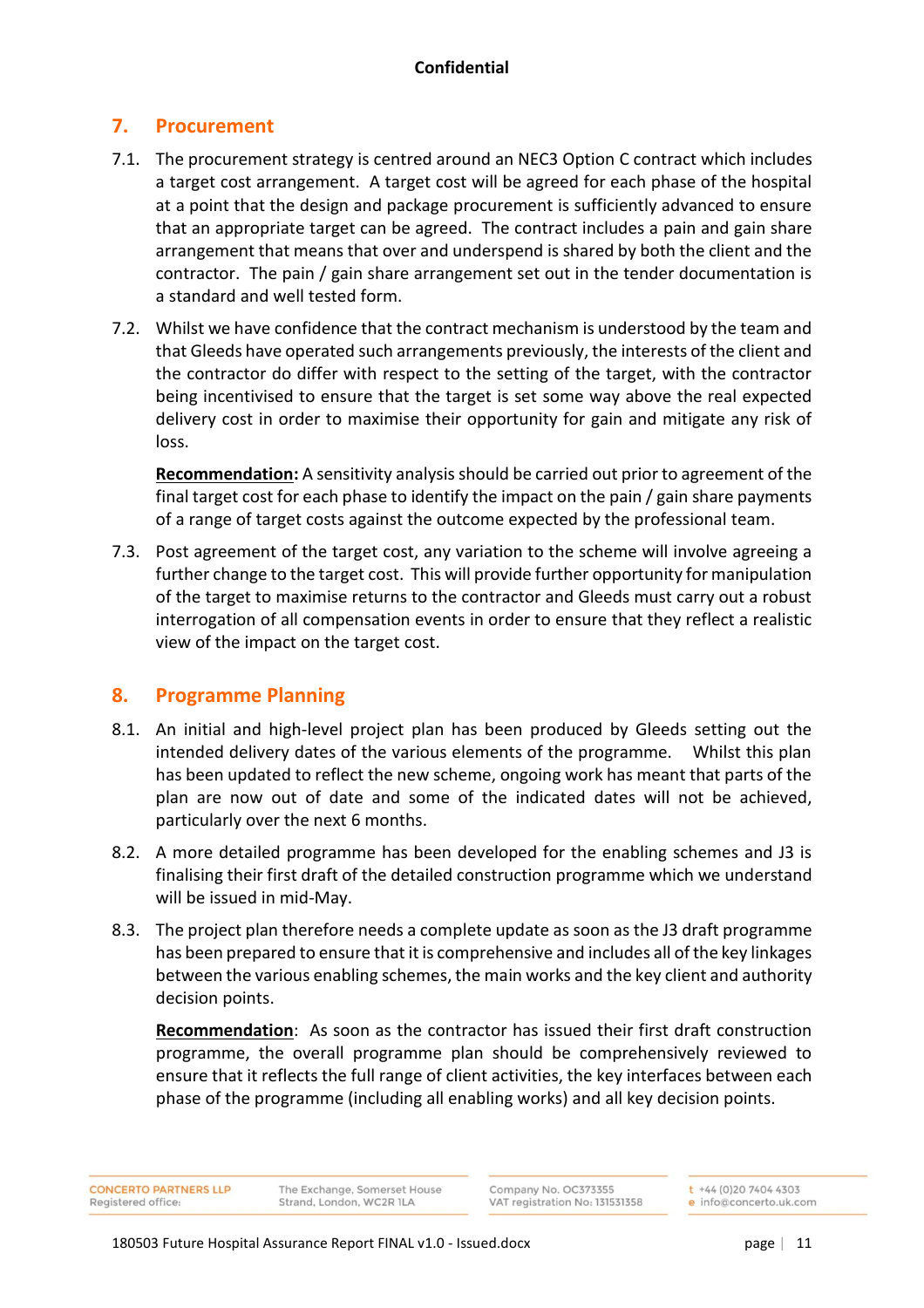## 7. Procurement

7.1. The procurement strategy is centred around an NEC3 Option C contract which includes a target cost arrangement. A target cost will be agreed for each phase of the hospital at a point that the design and package procurement is sufficiently advanced to ensure that an appropriate target can be agreed. The contract includes a pain and gain share arrangement that means that over and underspend is shared by both the client and the contractor. The pain / gain share arrangement set out in the tender documentation is a standard and well tested form.

7.2. Whilst we have confidence that the contract mechanism is understood by the team and that Gleeds have operated such arrangements previously, the interests of the client and the contractor do differ with respect to the setting of the target, with the contractor being incentivised to ensure that the target is set some way above the real expected delivery cost in order to maximise their opportunity for gain and mitigate any risk of loss.

**Recommendation:** A sensitivity analysis should be carried out prior to agreement of the final target cost for each phase to identify the impact on the pain / gain share payments of a range of target costs against the outcome expected by the professional team.

7.3. Post agreement of the target cost, any variation to the scheme will involve agreeing a further change to the target cost. This will provide further opportunity for manipulation of the target to maximise returns to the contractor and Gleeds must carry out a robust interrogation of all compensation events in order to ensure that they reflect a realistic view of the impact on the target cost.

## 8. Programme Planning

8.1. An initial and high-level project plan has been produced by Gleeds setting out the intended delivery dates of the various elements of the programme. Whilst this plan has been updated to reflect the new scheme, ongoing work has meant that parts of the plan are now out of date and some of the indicated dates will not be achieved, particularly over the next 6 months.

8.2. A more detailed programme has been developed for the enabling schemes and J3 is finalising their first draft of the detailed construction programme which we understand will be issued in mid-May.

8.3. The project plan therefore needs a complete update as soon as the J3 draft programme has been prepared to ensure that it is comprehensive and includes all of the key linkages between the various enabling schemes, the main works and the key client and authority decision points.

**Recommendation**: As soon as the contractor has issued their first draft construction programme, the overall programme plan should be comprehensively reviewed to ensure that it reflects the full range of client activities, the key interfaces between each phase of the programme (including all enabling works) and all key decision points.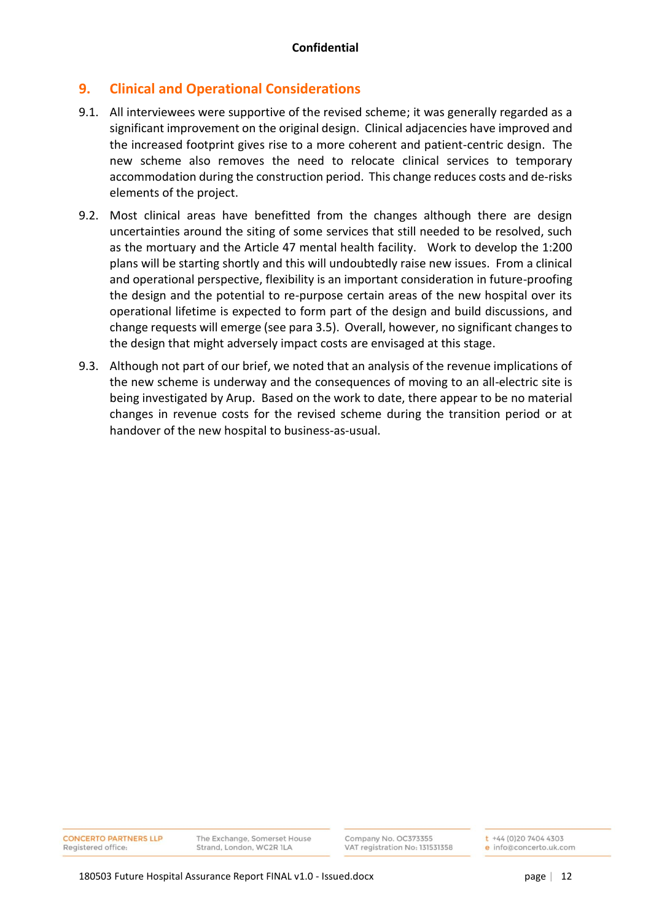## 9. Clinical and Operational Considerations

9.1. All interviewees were supportive of the revised scheme; it was generally regarded as a significant improvement on the original design. Clinical adjacencies have improved and the increased footprint gives rise to a more coherent and patient-centric design. The new scheme also removes the need to relocate clinical services to temporary accommodation during the construction period. This change reduces costs and de-risks elements of the project.

9.2. Most clinical areas have benefitted from the changes although there are design uncertainties around the siting of some services that still needed to be resolved, such as the mortuary and the Article 47 mental health facility. Work to develop the 1:200 plans will be starting shortly and this will undoubtedly raise new issues. From a clinical and operational perspective, flexibility is an important consideration in future-proofing the design and the potential to re-purpose certain areas of the new hospital over its operational lifetime is expected to form part of the design and build discussions, and change requests will emerge (see para 3.5). Overall, however, no significant changes to the design that might adversely impact costs are envisaged at this stage.

9.3. Although not part of our brief, we noted that an analysis of the revenue implications of the new scheme is underway and the consequences of moving to an all-electric site is being investigated by Arup. Based on the work to date, there appear to be no material changes in revenue costs for the revised scheme during the transition period or at handover of the new hospital to business-as-usual.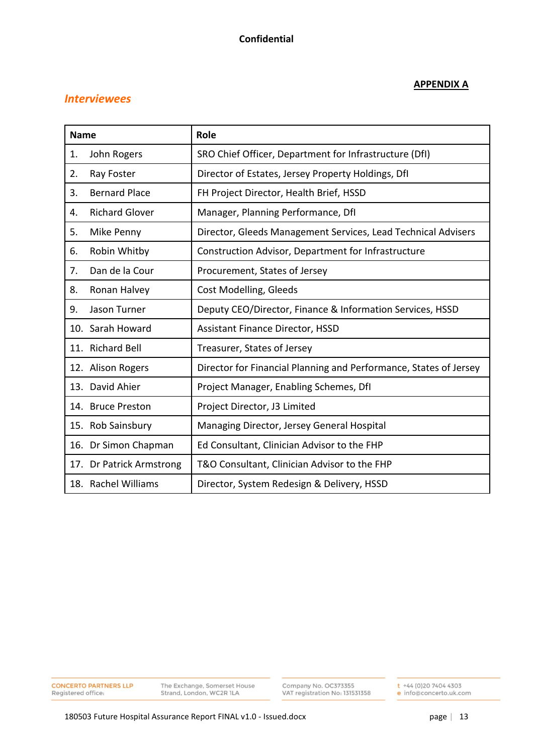Confidential

**APPENDIX A**

## *Interviewees*

| Name | Role |
|---|---|
| 1. John Rogers | SRO Chief Officer, Department for Infrastructure (DfI) |
| 2. Ray Foster | Director of Estates, Jersey Property Holdings, DfI |
| 3. Bernard Place | FH Project Director, Health Brief, HSSD |
| 4. Richard Glover | Manager, Planning Performance, DfI |
| 5. Mike Penny | Director, Gleeds Management Services, Lead Technical Advisers |
| 6. Robin Whitby | Construction Advisor, Department for Infrastructure |
| 7. Dan de la Cour | Procurement, States of Jersey |
| 8. Ronan Halvey | Cost Modelling, Gleeds |
| 9. Jason Turner | Deputy CEO/Director, Finance & Information Services, HSSD |
| 10. Sarah Howard | Assistant Finance Director, HSSD |
| 11. Richard Bell | Treasurer, States of Jersey |
| 12. Alison Rogers | Director for Financial Planning and Performance, States of Jersey |
| 13. David Ahier | Project Manager, Enabling Schemes, DfI |
| 14. Bruce Preston | Project Director, J3 Limited |
| 15. Rob Sainsbury | Managing Director, Jersey General Hospital |
| 16. Dr Simon Chapman | Ed Consultant, Clinician Advisor to the FHP |
| 17. Dr Patrick Armstrong | T&O Consultant, Clinician Advisor to the FHP |
| 18. Rachel Williams | Director, System Redesign & Delivery, HSSD |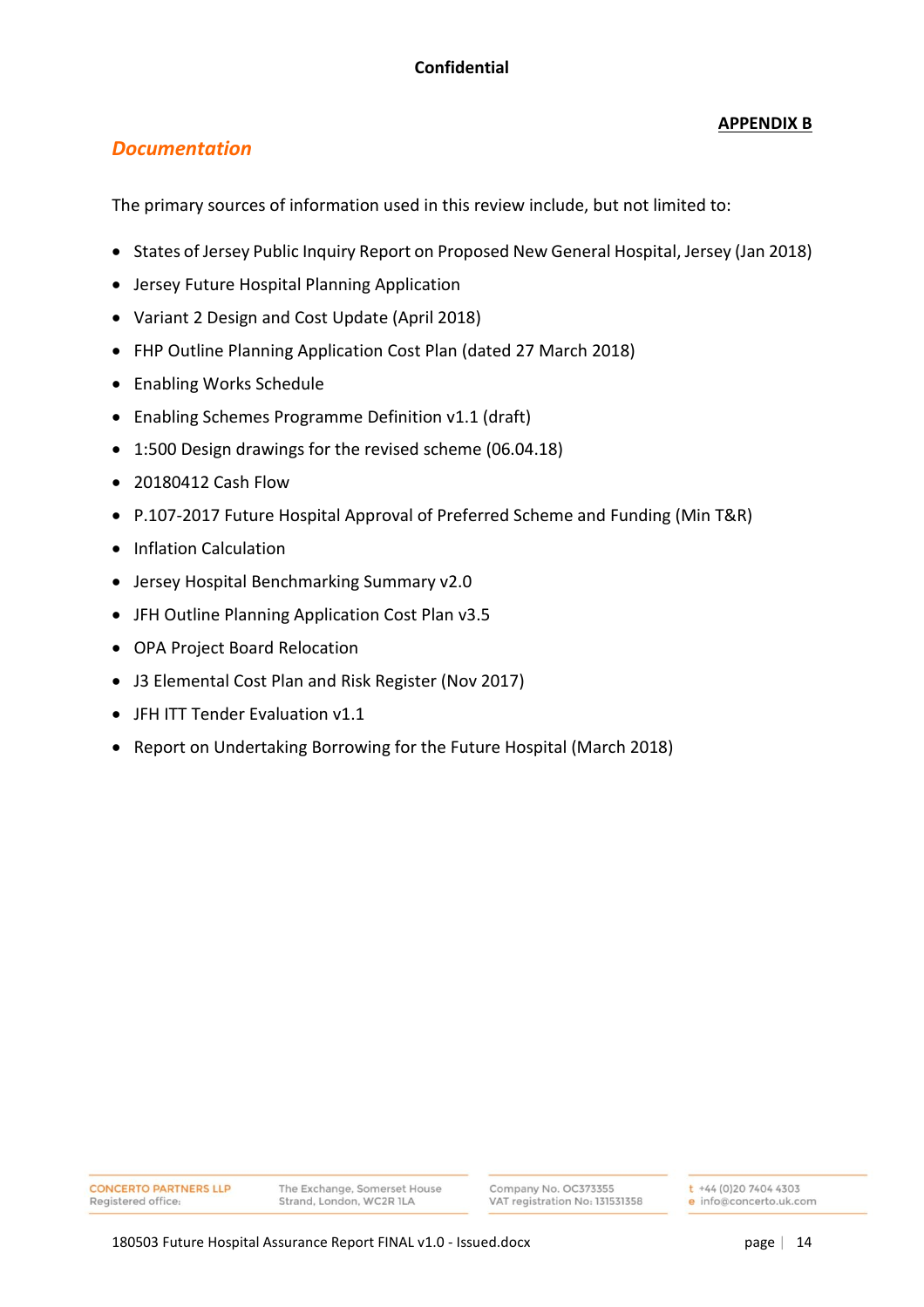**APPENDIX B**

## *Documentation*

The primary sources of information used in this review include, but not limited to:

- States of Jersey Public Inquiry Report on Proposed New General Hospital, Jersey (Jan 2018)
- Jersey Future Hospital Planning Application
- Variant 2 Design and Cost Update (April 2018)
- FHP Outline Planning Application Cost Plan (dated 27 March 2018)
- Enabling Works Schedule
- Enabling Schemes Programme Definition v1.1 (draft)
- 1:500 Design drawings for the revised scheme (06.04.18)
- 20180412 Cash Flow
- P.107-2017 Future Hospital Approval of Preferred Scheme and Funding (Min T&R)
- Inflation Calculation
- Jersey Hospital Benchmarking Summary v2.0
- JFH Outline Planning Application Cost Plan v3.5
- OPA Project Board Relocation
- J3 Elemental Cost Plan and Risk Register (Nov 2017)
- JFH ITT Tender Evaluation v1.1
- Report on Undertaking Borrowing for the Future Hospital (March 2018)